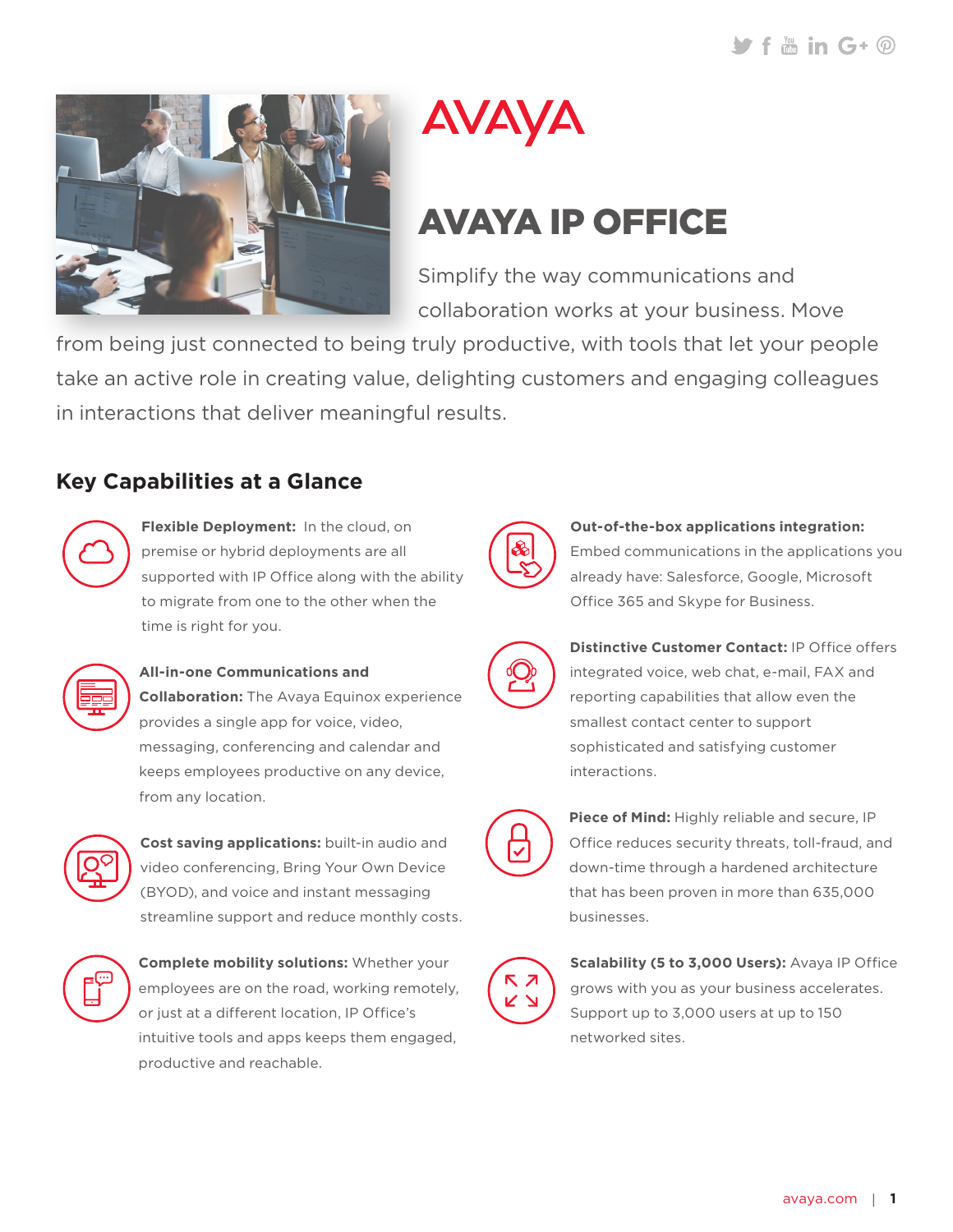AVAYA

# AVAYA IP OFFICE

Simplify the way communications and collaboration works at your business. Move from being just connected to being truly productive, with tools that let your people take an active role in creating value, delighting customers and engaging colleagues in interactions that deliver meaningful results.

## Key Capabilities at a Glance

**Flexible Deployment:** In the cloud, on premise or hybrid deployments are all supported with IP Office along with the ability to migrate from one to the other when the time is right for you.

**All-in-one Communications and Collaboration:** The Avaya Equinox experience provides a single app for voice, video, messaging, conferencing and calendar and keeps employees productive on any device, from any location.

**Cost saving applications:** built-in audio and video conferencing, Bring Your Own Device (BYOD), and voice and instant messaging streamline support and reduce monthly costs.

**Complete mobility solutions:** Whether your employees are on the road, working remotely, or just at a different location, IP Office's intuitive tools and apps keeps them engaged, productive and reachable.

**Out-of-the-box applications integration:** Embed communications in the applications you already have: Salesforce, Google, Microsoft Office 365 and Skype for Business.

**Distinctive Customer Contact:** IP Office offers integrated voice, web chat, e-mail, FAX and reporting capabilities that allow even the smallest contact center to support sophisticated and satisfying customer interactions.

**Piece of Mind:** Highly reliable and secure, IP Office reduces security threats, toll-fraud, and down-time through a hardened architecture that has been proven in more than 635,000 businesses.

**Scalability (5 to 3,000 Users):** Avaya IP Office grows with you as your business accelerates. Support up to 3,000 users at up to 150 networked sites.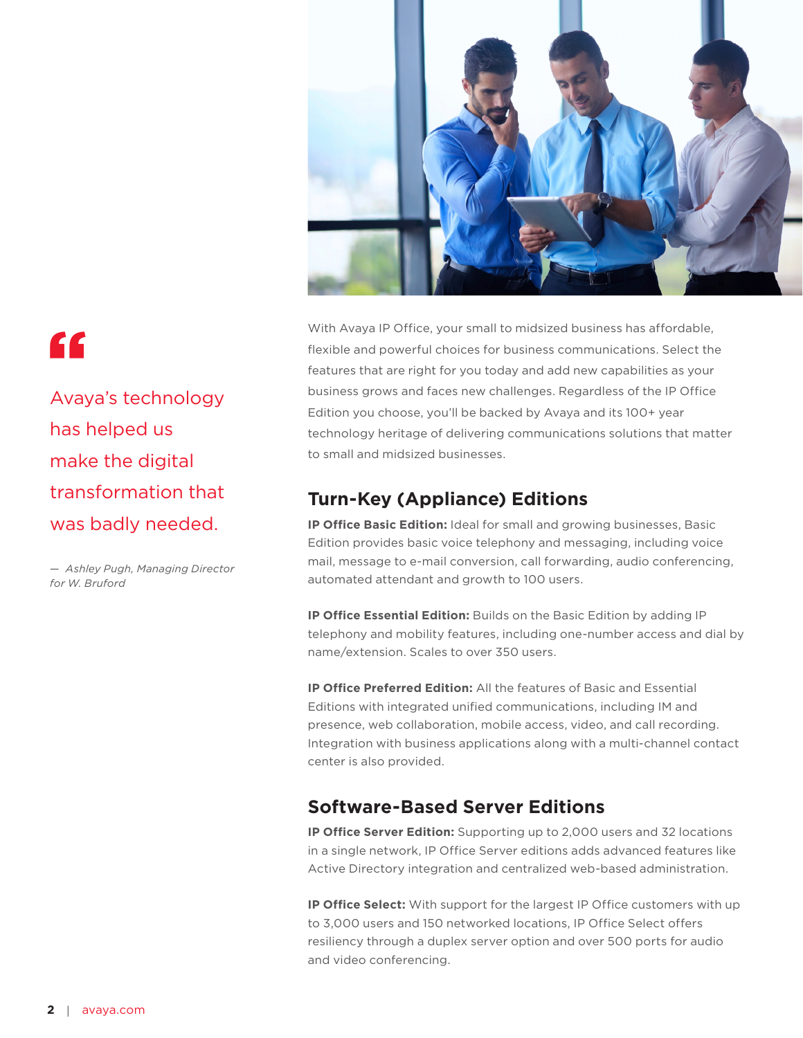> Avaya's technology has helped us make the digital transformation that was badly needed.
>
> *— Ashley Pugh, Managing Director for W. Bruford*

With Avaya IP Office, your small to midsized business has affordable, flexible and powerful choices for business communications. Select the features that are right for you today and add new capabilities as your business grows and faces new challenges. Regardless of the IP Office Edition you choose, you'll be backed by Avaya and its 100+ year technology heritage of delivering communications solutions that matter to small and midsized businesses.

## Turn-Key (Appliance) Editions

**IP Office Basic Edition:** Ideal for small and growing businesses, Basic Edition provides basic voice telephony and messaging, including voice mail, message to e-mail conversion, call forwarding, audio conferencing, automated attendant and growth to 100 users.

**IP Office Essential Edition:** Builds on the Basic Edition by adding IP telephony and mobility features, including one-number access and dial by name/extension. Scales to over 350 users.

**IP Office Preferred Edition:** All the features of Basic and Essential Editions with integrated unified communications, including IM and presence, web collaboration, mobile access, video, and call recording. Integration with business applications along with a multi-channel contact center is also provided.

## Software-Based Server Editions

**IP Office Server Edition:** Supporting up to 2,000 users and 32 locations in a single network, IP Office Server editions adds advanced features like Active Directory integration and centralized web-based administration.

**IP Office Select:** With support for the largest IP Office customers with up to 3,000 users and 150 networked locations, IP Office Select offers resiliency through a duplex server option and over 500 ports for audio and video conferencing.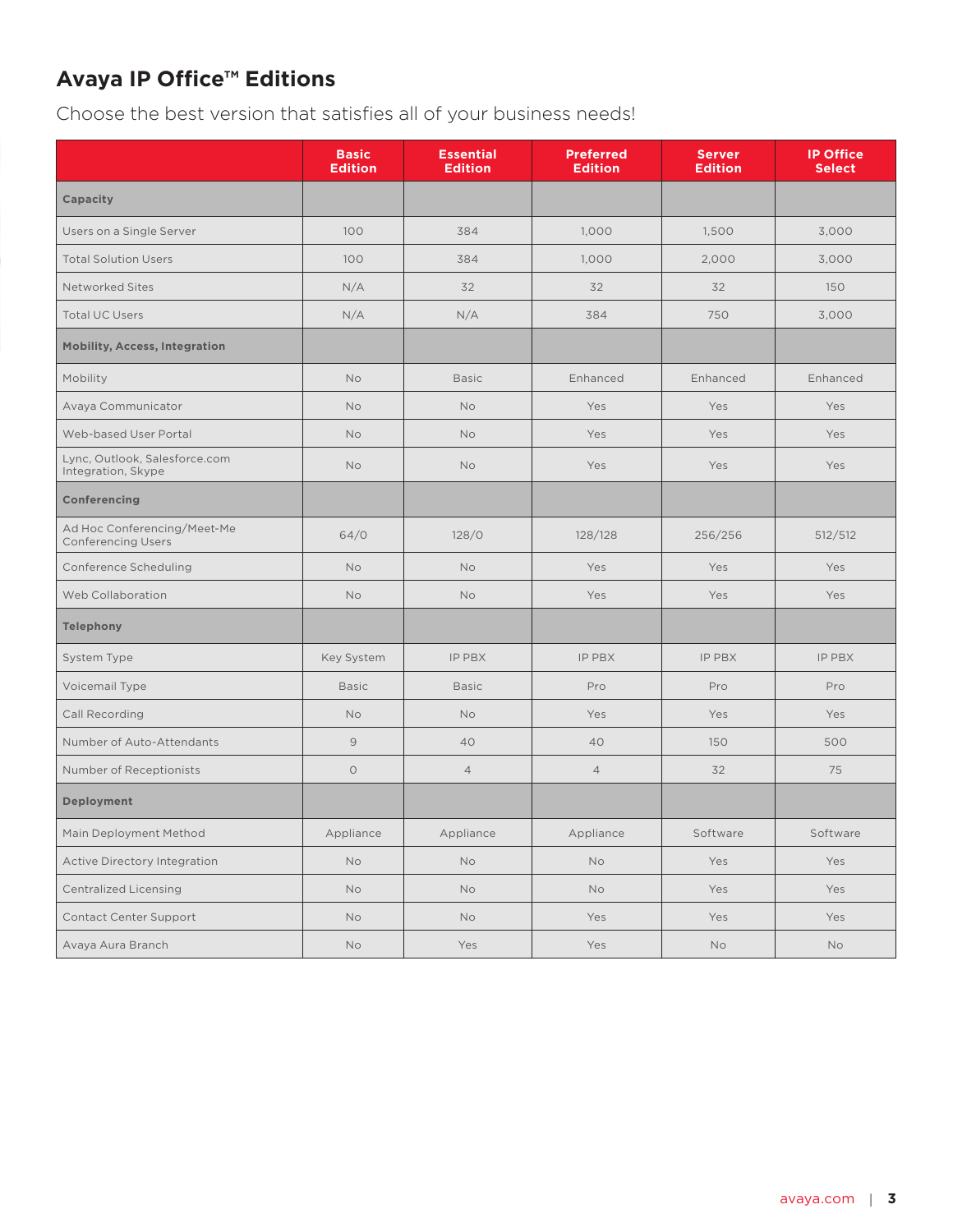## Avaya IP Office™ Editions

Choose the best version that satisfies all of your business needs!

| | Basic Edition | Essential Edition | Preferred Edition | Server Edition | IP Office Select |
|---|---|---|---|---|---|
| **Capacity** | | | | | |
| Users on a Single Server | 100 | 384 | 1,000 | 1,500 | 3,000 |
| Total Solution Users | 100 | 384 | 1,000 | 2,000 | 3,000 |
| Networked Sites | N/A | 32 | 32 | 32 | 150 |
| Total UC Users | N/A | N/A | 384 | 750 | 3,000 |
| **Mobility, Access, Integration** | | | | | |
| Mobility | No | Basic | Enhanced | Enhanced | Enhanced |
| Avaya Communicator | No | No | Yes | Yes | Yes |
| Web-based User Portal | No | No | Yes | Yes | Yes |
| Lync, Outlook, Salesforce.com Integration, Skype | No | No | Yes | Yes | Yes |
| **Conferencing** | | | | | |
| Ad Hoc Conferencing/Meet-Me Conferencing Users | 64/0 | 128/0 | 128/128 | 256/256 | 512/512 |
| Conference Scheduling | No | No | Yes | Yes | Yes |
| Web Collaboration | No | No | Yes | Yes | Yes |
| **Telephony** | | | | | |
| System Type | Key System | IP PBX | IP PBX | IP PBX | IP PBX |
| Voicemail Type | Basic | Basic | Pro | Pro | Pro |
| Call Recording | No | No | Yes | Yes | Yes |
| Number of Auto-Attendants | 9 | 40 | 40 | 150 | 500 |
| Number of Receptionists | 0 | 4 | 4 | 32 | 75 |
| **Deployment** | | | | | |
| Main Deployment Method | Appliance | Appliance | Appliance | Software | Software |
| Active Directory Integration | No | No | No | Yes | Yes |
| Centralized Licensing | No | No | No | Yes | Yes |
| Contact Center Support | No | No | Yes | Yes | Yes |
| Avaya Aura Branch | No | Yes | Yes | No | No |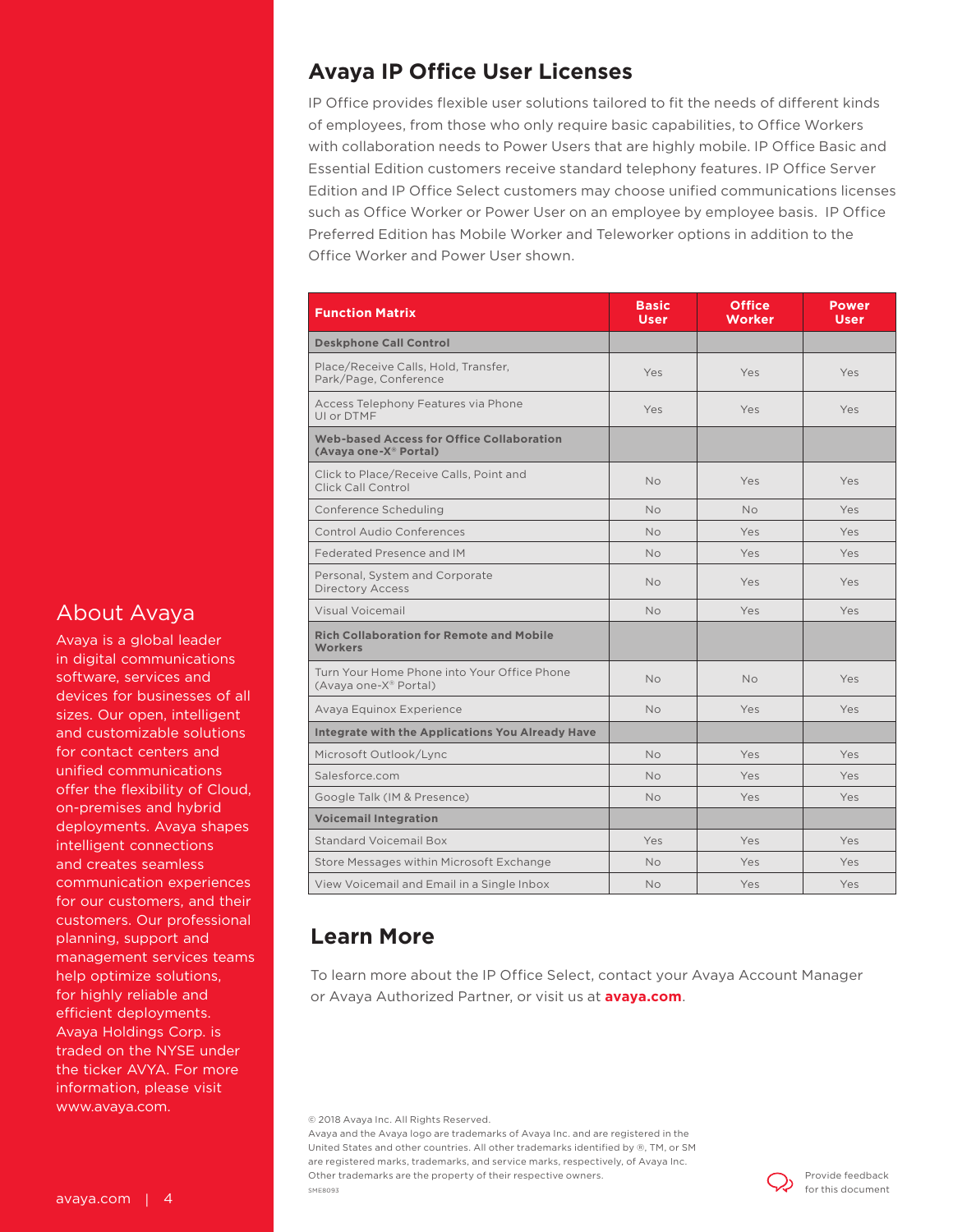## Avaya IP Office User Licenses

IP Office provides flexible user solutions tailored to fit the needs of different kinds of employees, from those who only require basic capabilities, to Office Workers with collaboration needs to Power Users that are highly mobile. IP Office Basic and Essential Edition customers receive standard telephony features. IP Office Server Edition and IP Office Select customers may choose unified communications licenses such as Office Worker or Power User on an employee by employee basis. IP Office Preferred Edition has Mobile Worker and Teleworker options in addition to the Office Worker and Power User shown.

| Function Matrix | Basic User | Office Worker | Power User |
|---|---|---|---|
| **Deskphone Call Control** | | | |
| Place/Receive Calls, Hold, Transfer, Park/Page, Conference | Yes | Yes | Yes |
| Access Telephony Features via Phone UI or DTMF | Yes | Yes | Yes |
| **Web-based Access for Office Collaboration (Avaya one-X® Portal)** | | | |
| Click to Place/Receive Calls, Point and Click Call Control | No | Yes | Yes |
| Conference Scheduling | No | No | Yes |
| Control Audio Conferences | No | Yes | Yes |
| Federated Presence and IM | No | Yes | Yes |
| Personal, System and Corporate Directory Access | No | Yes | Yes |
| Visual Voicemail | No | Yes | Yes |
| **Rich Collaboration for Remote and Mobile Workers** | | | |
| Turn Your Home Phone into Your Office Phone (Avaya one-X® Portal) | No | No | Yes |
| Avaya Equinox Experience | No | Yes | Yes |
| **Integrate with the Applications You Already Have** | | | |
| Microsoft Outlook/Lync | No | Yes | Yes |
| Salesforce.com | No | Yes | Yes |
| Google Talk (IM & Presence) | No | Yes | Yes |
| **Voicemail Integration** | | | |
| Standard Voicemail Box | Yes | Yes | Yes |
| Store Messages within Microsoft Exchange | No | Yes | Yes |
| View Voicemail and Email in a Single Inbox | No | Yes | Yes |

## Learn More

To learn more about the IP Office Select, contact your Avaya Account Manager or Avaya Authorized Partner, or visit us at **avaya.com**.

## About Avaya

Avaya is a global leader in digital communications software, services and devices for businesses of all sizes. Our open, intelligent and customizable solutions for contact centers and unified communications offer the flexibility of Cloud, on-premises and hybrid deployments. Avaya shapes intelligent connections and creates seamless communication experiences for our customers, and their customers. Our professional planning, support and management services teams help optimize solutions, for highly reliable and efficient deployments. Avaya Holdings Corp. is traded on the NYSE under the ticker AVYA. For more information, please visit www.avaya.com.

© 2018 Avaya Inc. All Rights Reserved.
Avaya and the Avaya logo are trademarks of Avaya Inc. and are registered in the United States and other countries. All other trademarks identified by ®, TM, or SM are registered marks, trademarks, and service marks, respectively, of Avaya Inc. Other trademarks are the property of their respective owners.
SME8093

Provide feedback for this document